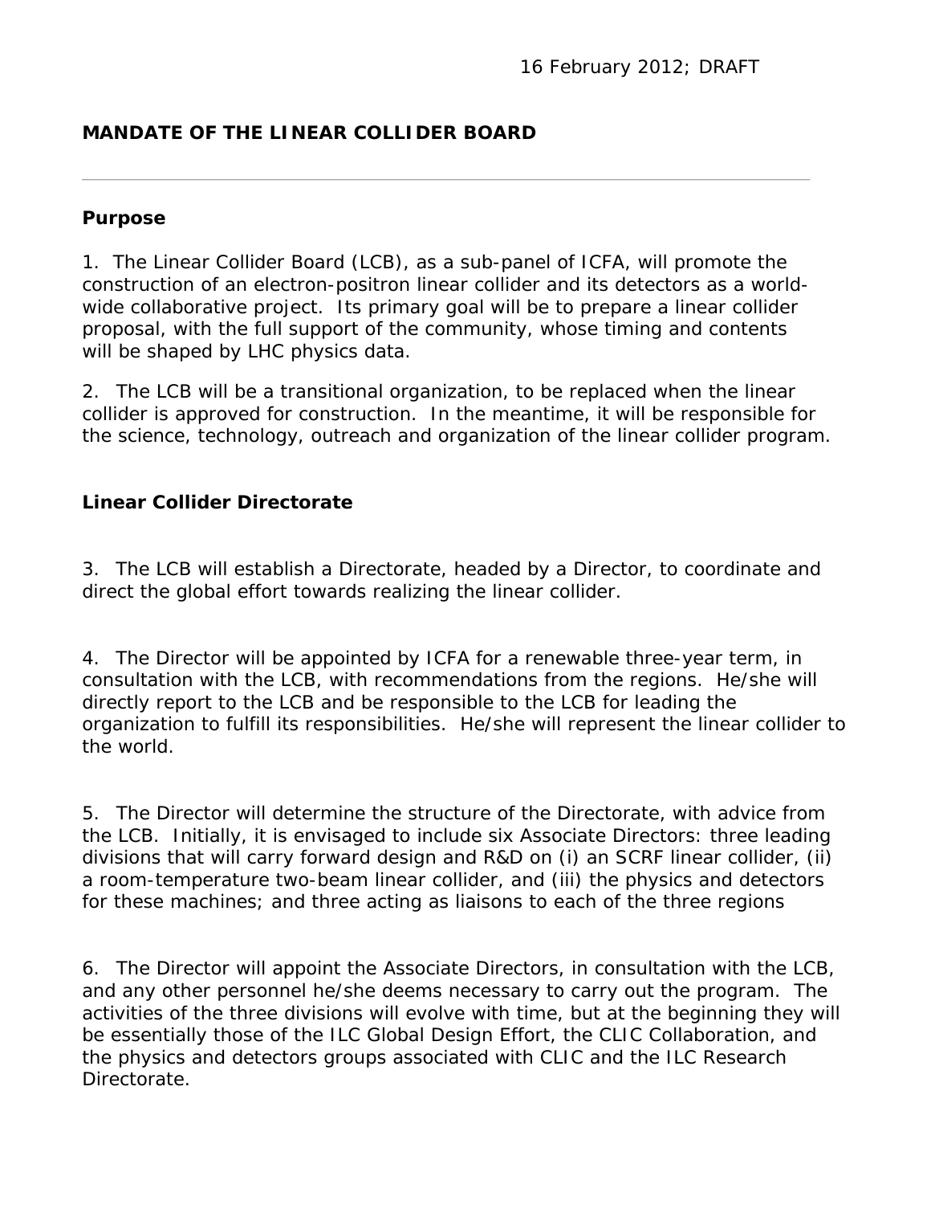16 February 2012; DRAFT

# MANDATE OF THE LINEAR COLLIDER BOARD

---

## Purpose

1. The Linear Collider Board (LCB), as a sub-panel of ICFA, will promote the construction of an electron-positron linear collider and its detectors as a world-wide collaborative project. Its primary goal will be to prepare a linear collider proposal, with the full support of the community, whose timing and contents will be shaped by LHC physics data.

2. The LCB will be a transitional organization, to be replaced when the linear collider is approved for construction. In the meantime, it will be responsible for the science, technology, outreach and organization of the linear collider program.

## Linear Collider Directorate

3. The LCB will establish a Directorate, headed by a Director, to coordinate and direct the global effort towards realizing the linear collider.

4. The Director will be appointed by ICFA for a renewable three-year term, in consultation with the LCB, with recommendations from the regions. He/she will directly report to the LCB and be responsible to the LCB for leading the organization to fulfill its responsibilities. He/she will represent the linear collider to the world.

5. The Director will determine the structure of the Directorate, with advice from the LCB. Initially, it is envisaged to include six Associate Directors: three leading divisions that will carry forward design and R&D on (i) an SCRF linear collider, (ii) a room-temperature two-beam linear collider, and (iii) the physics and detectors for these machines; and three acting as liaisons to each of the three regions

6. The Director will appoint the Associate Directors, in consultation with the LCB, and any other personnel he/she deems necessary to carry out the program. The activities of the three divisions will evolve with time, but at the beginning they will be essentially those of the ILC Global Design Effort, the CLIC Collaboration, and the physics and detectors groups associated with CLIC and the ILC Research Directorate.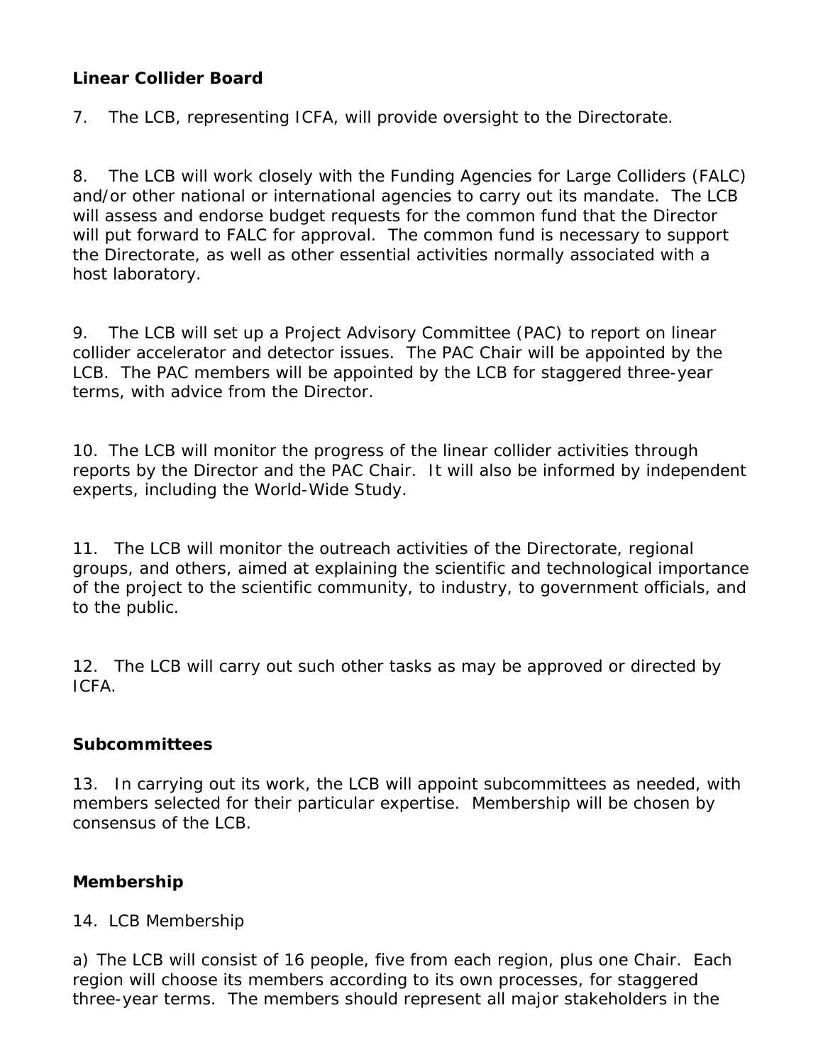**Linear Collider Board**

7. The LCB, representing ICFA, will provide oversight to the Directorate.

8. The LCB will work closely with the Funding Agencies for Large Colliders (FALC) and/or other national or international agencies to carry out its mandate. The LCB will assess and endorse budget requests for the common fund that the Director will put forward to FALC for approval. The common fund is necessary to support the Directorate, as well as other essential activities normally associated with a host laboratory.

9. The LCB will set up a Project Advisory Committee (PAC) to report on linear collider accelerator and detector issues. The PAC Chair will be appointed by the LCB. The PAC members will be appointed by the LCB for staggered three-year terms, with advice from the Director.

10. The LCB will monitor the progress of the linear collider activities through reports by the Director and the PAC Chair. It will also be informed by independent experts, including the World-Wide Study.

11. The LCB will monitor the outreach activities of the Directorate, regional groups, and others, aimed at explaining the scientific and technological importance of the project to the scientific community, to industry, to government officials, and to the public.

12. The LCB will carry out such other tasks as may be approved or directed by ICFA.

**Subcommittees**

13. In carrying out its work, the LCB will appoint subcommittees as needed, with members selected for their particular expertise. Membership will be chosen by consensus of the LCB.

**Membership**

14. LCB Membership

a) The LCB will consist of 16 people, five from each region, plus one Chair. Each region will choose its members according to its own processes, for staggered three-year terms. The members should represent all major stakeholders in the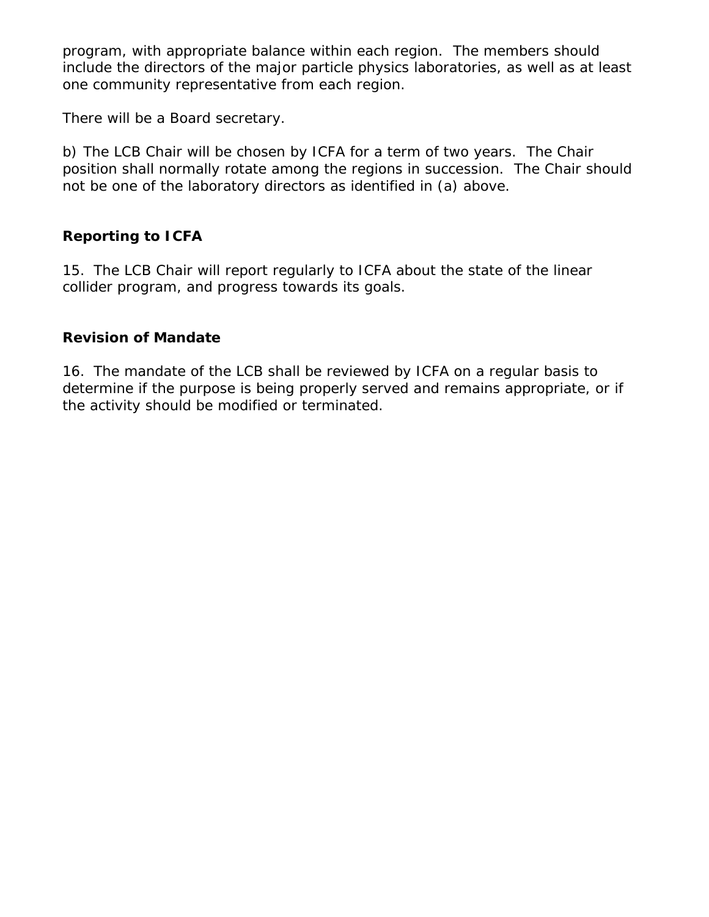program, with appropriate balance within each region. The members should include the directors of the major particle physics laboratories, as well as at least one community representative from each region.

There will be a Board secretary.

b) The LCB Chair will be chosen by ICFA for a term of two years. The Chair position shall normally rotate among the regions in succession. The Chair should not be one of the laboratory directors as identified in (a) above.

**Reporting to ICFA**

15. The LCB Chair will report regularly to ICFA about the state of the linear collider program, and progress towards its goals.

**Revision of Mandate**

16. The mandate of the LCB shall be reviewed by ICFA on a regular basis to determine if the purpose is being properly served and remains appropriate, or if the activity should be modified or terminated.